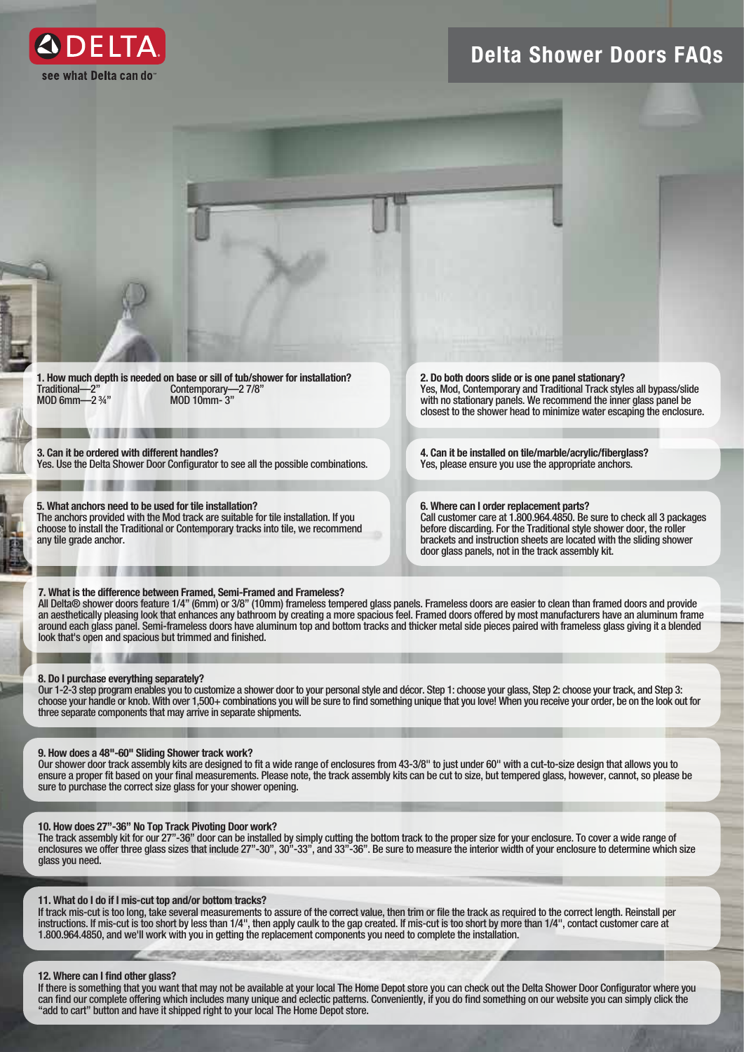DELTA

see what Delta can do™

# Delta Shower Doors FAQs

**1. How much depth is needed on base or sill of tub/shower for installation?**

Traditional—2"  
MOD 6mm—2 ¾"  
Contemporary—2 7/8"  
MOD 10mm- 3"

**2. Do both doors slide or is one panel stationary?**

Yes, Mod, Contemporary and Traditional Track styles all bypass/slide with no stationary panels. We recommend the inner glass panel be closest to the shower head to minimize water escaping the enclosure.

**3. Can it be ordered with different handles?**

Yes. Use the Delta Shower Door Configurator to see all the possible combinations.

**4. Can it be installed on tile/marble/acrylic/fiberglass?**

Yes, please ensure you use the appropriate anchors.

**5. What anchors need to be used for tile installation?**

The anchors provided with the Mod track are suitable for tile installation. If you choose to install the Traditional or Contemporary tracks into tile, we recommend any tile grade anchor.

**6. Where can I order replacement parts?**

Call customer care at 1.800.964.4850. Be sure to check all 3 packages before discarding. For the Traditional style shower door, the roller brackets and instruction sheets are located with the sliding shower door glass panels, not in the track assembly kit.

**7. What is the difference between Framed, Semi-Framed and Frameless?**

All Delta® shower doors feature 1/4" (6mm) or 3/8" (10mm) frameless tempered glass panels. Frameless doors are easier to clean than framed doors and provide an aesthetically pleasing look that enhances any bathroom by creating a more spacious feel. Framed doors offered by most manufacturers have an aluminum frame around each glass panel. Semi-frameless doors have aluminum top and bottom tracks and thicker metal side pieces paired with frameless glass giving it a blended look that's open and spacious but trimmed and finished.

**8. Do I purchase everything separately?**

Our 1-2-3 step program enables you to customize a shower door to your personal style and décor. Step 1: choose your glass, Step 2: choose your track, and Step 3: choose your handle or knob. With over 1,500+ combinations you will be sure to find something unique that you love! When you receive your order, be on the look out for three separate components that may arrive in separate shipments.

**9. How does a 48"-60" Sliding Shower track work?**

Our shower door track assembly kits are designed to fit a wide range of enclosures from 43-3/8" to just under 60" with a cut-to-size design that allows you to ensure a proper fit based on your final measurements. Please note, the track assembly kits can be cut to size, but tempered glass, however, cannot, so please be sure to purchase the correct size glass for your shower opening.

**10. How does 27"-36" No Top Track Pivoting Door work?**

The track assembly kit for our 27"-36" door can be installed by simply cutting the bottom track to the proper size for your enclosure. To cover a wide range of enclosures we offer three glass sizes that include 27"-30", 30"-33", and 33"-36". Be sure to measure the interior width of your enclosure to determine which size glass you need.

**11. What do I do if I mis-cut top and/or bottom tracks?**

If track mis-cut is too long, take several measurements to assure of the correct value, then trim or file the track as required to the correct length. Reinstall per instructions. If mis-cut is too short by less than 1/4", then apply caulk to the gap created. If mis-cut is too short by more than 1/4", contact customer care at 1.800.964.4850, and we'll work with you in getting the replacement components you need to complete the installation.

**12. Where can I find other glass?**

If there is something that you want that may not be available at your local The Home Depot store you can check out the Delta Shower Door Configurator where you can find our complete offering which includes many unique and eclectic patterns. Conveniently, if you do find something on our website you can simply click the "add to cart" button and have it shipped right to your local The Home Depot store.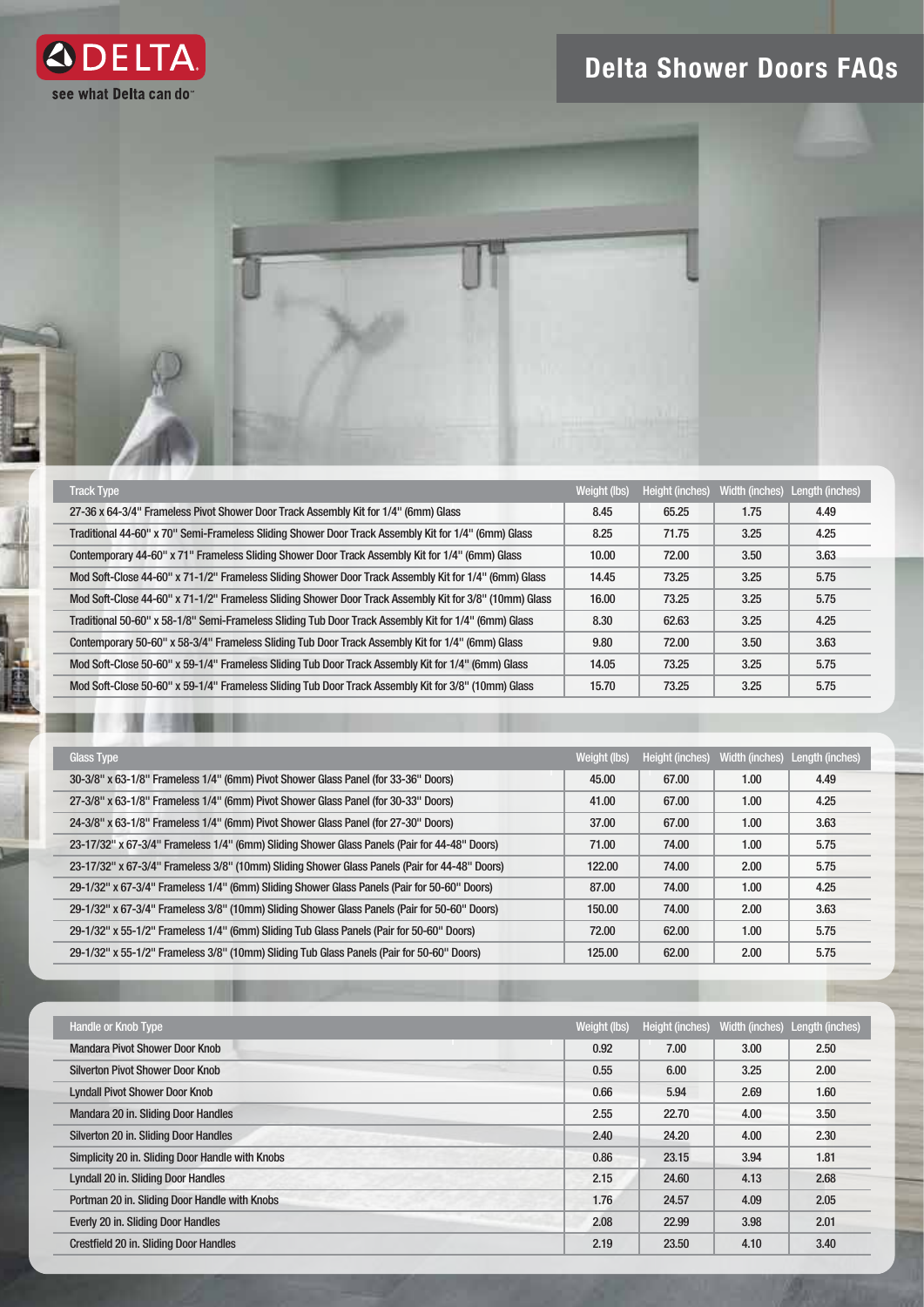# Delta Shower Doors FAQs

| Track Type | Weight (lbs) | Height (inches) | Width (inches) | Length (inches) |
|---|---|---|---|---|
| 27-36 x 64-3/4" Frameless Pivot Shower Door Track Assembly Kit for 1/4" (6mm) Glass | 8.45 | 65.25 | 1.75 | 4.49 |
| Traditional 44-60" x 70" Semi-Frameless Sliding Shower Door Track Assembly Kit for 1/4" (6mm) Glass | 8.25 | 71.75 | 3.25 | 4.25 |
| Contemporary 44-60" x 71" Frameless Sliding Shower Door Track Assembly Kit for 1/4" (6mm) Glass | 10.00 | 72.00 | 3.50 | 3.63 |
| Mod Soft-Close 44-60" x 71-1/2" Frameless Sliding Shower Door Track Assembly Kit for 1/4" (6mm) Glass | 14.45 | 73.25 | 3.25 | 5.75 |
| Mod Soft-Close 44-60" x 71-1/2" Frameless Sliding Shower Door Track Assembly Kit for 3/8" (10mm) Glass | 16.00 | 73.25 | 3.25 | 5.75 |
| Traditional 50-60" x 58-1/8" Semi-Frameless Sliding Tub Door Track Assembly Kit for 1/4" (6mm) Glass | 8.30 | 62.63 | 3.25 | 4.25 |
| Contemporary 50-60" x 58-3/4" Frameless Sliding Tub Door Track Assembly Kit for 1/4" (6mm) Glass | 9.80 | 72.00 | 3.50 | 3.63 |
| Mod Soft-Close 50-60" x 59-1/4" Frameless Sliding Tub Door Track Assembly Kit for 1/4" (6mm) Glass | 14.05 | 73.25 | 3.25 | 5.75 |
| Mod Soft-Close 50-60" x 59-1/4" Frameless Sliding Tub Door Track Assembly Kit for 3/8" (10mm) Glass | 15.70 | 73.25 | 3.25 | 5.75 |

| Glass Type | Weight (lbs) | Height (inches) | Width (inches) | Length (inches) |
|---|---|---|---|---|
| 30-3/8" x 63-1/8" Frameless 1/4" (6mm) Pivot Shower Glass Panel (for 33-36" Doors) | 45.00 | 67.00 | 1.00 | 4.49 |
| 27-3/8" x 63-1/8" Frameless 1/4" (6mm) Pivot Shower Glass Panel (for 30-33" Doors) | 41.00 | 67.00 | 1.00 | 4.25 |
| 24-3/8" x 63-1/8" Frameless 1/4" (6mm) Pivot Shower Glass Panel (for 27-30" Doors) | 37.00 | 67.00 | 1.00 | 3.63 |
| 23-17/32" x 67-3/4" Frameless 1/4" (6mm) Sliding Shower Glass Panels (Pair for 44-48" Doors) | 71.00 | 74.00 | 1.00 | 5.75 |
| 23-17/32" x 67-3/4" Frameless 3/8" (10mm) Sliding Shower Glass Panels (Pair for 44-48" Doors) | 122.00 | 74.00 | 2.00 | 5.75 |
| 29-1/32" x 67-3/4" Frameless 1/4" (6mm) Sliding Shower Glass Panels (Pair for 50-60" Doors) | 87.00 | 74.00 | 1.00 | 4.25 |
| 29-1/32" x 67-3/4" Frameless 3/8" (10mm) Sliding Shower Glass Panels (Pair for 50-60" Doors) | 150.00 | 74.00 | 2.00 | 3.63 |
| 29-1/32" x 55-1/2" Frameless 1/4" (6mm) Sliding Tub Glass Panels (Pair for 50-60" Doors) | 72.00 | 62.00 | 1.00 | 5.75 |
| 29-1/32" x 55-1/2" Frameless 3/8" (10mm) Sliding Tub Glass Panels (Pair for 50-60" Doors) | 125.00 | 62.00 | 2.00 | 5.75 |

| Handle or Knob Type | Weight (lbs) | Height (inches) | Width (inches) | Length (inches) |
|---|---|---|---|---|
| Mandara Pivot Shower Door Knob | 0.92 | 7.00 | 3.00 | 2.50 |
| Silverton Pivot Shower Door Knob | 0.55 | 6.00 | 3.25 | 2.00 |
| Lyndall Pivot Shower Door Knob | 0.66 | 5.94 | 2.69 | 1.60 |
| Mandara 20 in. Sliding Door Handles | 2.55 | 22.70 | 4.00 | 3.50 |
| Silverton 20 in. Sliding Door Handles | 2.40 | 24.20 | 4.00 | 2.30 |
| Simplicity 20 in. Sliding Door Handle with Knobs | 0.86 | 23.15 | 3.94 | 1.81 |
| Lyndall 20 in. Sliding Door Handles | 2.15 | 24.60 | 4.13 | 2.68 |
| Portman 20 in. Sliding Door Handle with Knobs | 1.76 | 24.57 | 4.09 | 2.05 |
| Everly 20 in. Sliding Door Handles | 2.08 | 22.99 | 3.98 | 2.01 |
| Crestfield 20 in. Sliding Door Handles | 2.19 | 23.50 | 4.10 | 3.40 |